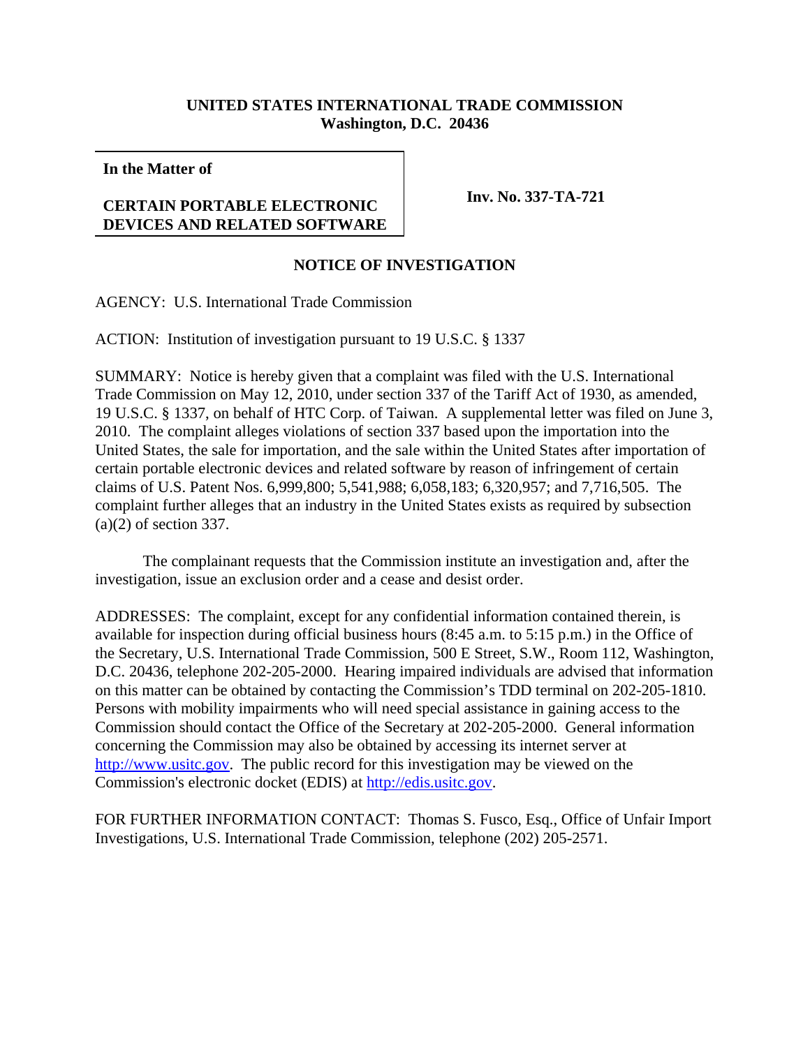**UNITED STATES INTERNATIONAL TRADE COMMISSION**
**Washington, D.C. 20436**

**In the Matter of**

**CERTAIN PORTABLE ELECTRONIC DEVICES AND RELATED SOFTWARE**

**Inv. No. 337-TA-721**

## NOTICE OF INVESTIGATION

AGENCY: U.S. International Trade Commission

ACTION: Institution of investigation pursuant to 19 U.S.C. § 1337

SUMMARY: Notice is hereby given that a complaint was filed with the U.S. International Trade Commission on May 12, 2010, under section 337 of the Tariff Act of 1930, as amended, 19 U.S.C. § 1337, on behalf of HTC Corp. of Taiwan. A supplemental letter was filed on June 3, 2010. The complaint alleges violations of section 337 based upon the importation into the United States, the sale for importation, and the sale within the United States after importation of certain portable electronic devices and related software by reason of infringement of certain claims of U.S. Patent Nos. 6,999,800; 5,541,988; 6,058,183; 6,320,957; and 7,716,505. The complaint further alleges that an industry in the United States exists as required by subsection (a)(2) of section 337.

The complainant requests that the Commission institute an investigation and, after the investigation, issue an exclusion order and a cease and desist order.

ADDRESSES: The complaint, except for any confidential information contained therein, is available for inspection during official business hours (8:45 a.m. to 5:15 p.m.) in the Office of the Secretary, U.S. International Trade Commission, 500 E Street, S.W., Room 112, Washington, D.C. 20436, telephone 202-205-2000. Hearing impaired individuals are advised that information on this matter can be obtained by contacting the Commission's TDD terminal on 202-205-1810. Persons with mobility impairments who will need special assistance in gaining access to the Commission should contact the Office of the Secretary at 202-205-2000. General information concerning the Commission may also be obtained by accessing its internet server at http://www.usitc.gov. The public record for this investigation may be viewed on the Commission's electronic docket (EDIS) at http://edis.usitc.gov.

FOR FURTHER INFORMATION CONTACT: Thomas S. Fusco, Esq., Office of Unfair Import Investigations, U.S. International Trade Commission, telephone (202) 205-2571.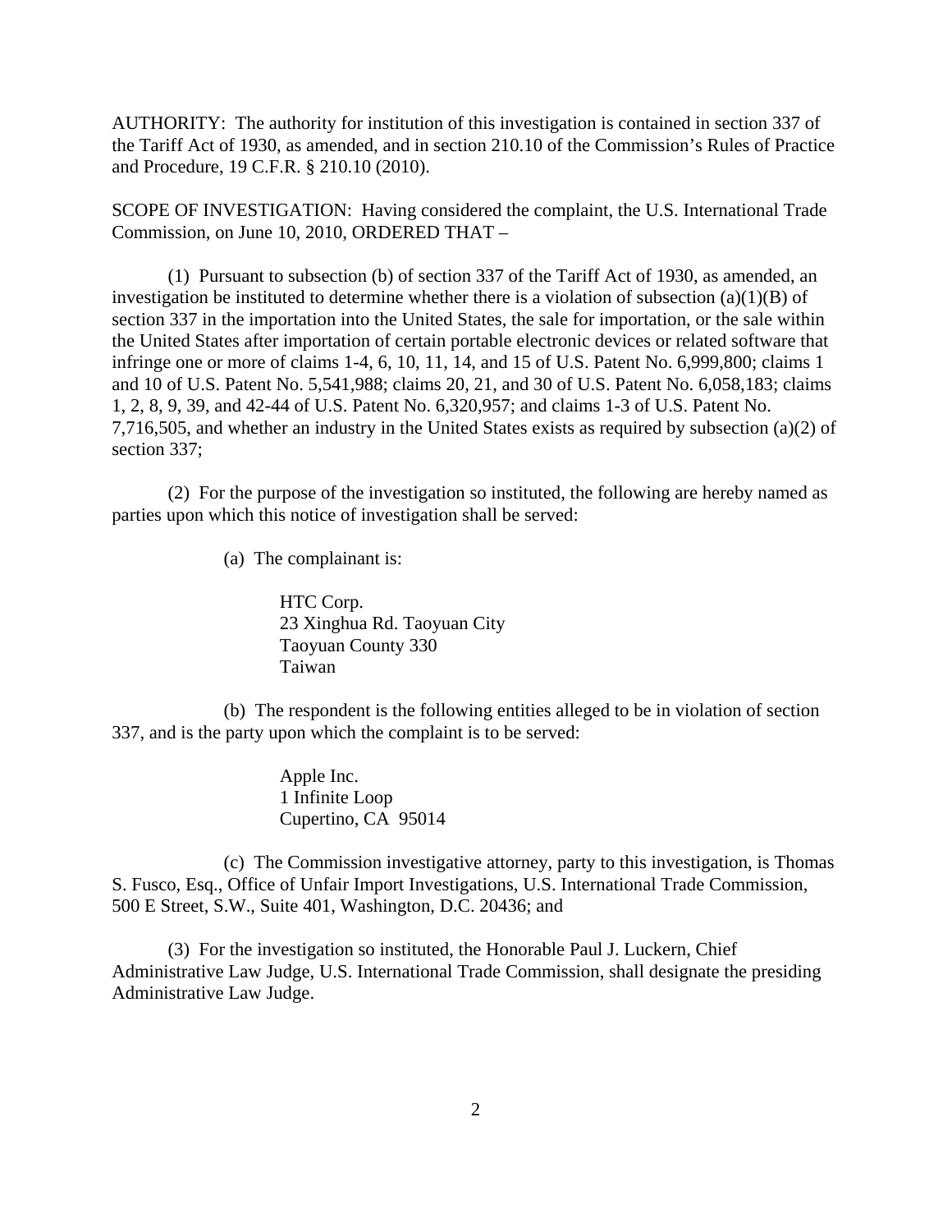AUTHORITY: The authority for institution of this investigation is contained in section 337 of the Tariff Act of 1930, as amended, and in section 210.10 of the Commission's Rules of Practice and Procedure, 19 C.F.R. § 210.10 (2010).

SCOPE OF INVESTIGATION: Having considered the complaint, the U.S. International Trade Commission, on June 10, 2010, ORDERED THAT –

(1) Pursuant to subsection (b) of section 337 of the Tariff Act of 1930, as amended, an investigation be instituted to determine whether there is a violation of subsection (a)(1)(B) of section 337 in the importation into the United States, the sale for importation, or the sale within the United States after importation of certain portable electronic devices or related software that infringe one or more of claims 1-4, 6, 10, 11, 14, and 15 of U.S. Patent No. 6,999,800; claims 1 and 10 of U.S. Patent No. 5,541,988; claims 20, 21, and 30 of U.S. Patent No. 6,058,183; claims 1, 2, 8, 9, 39, and 42-44 of U.S. Patent No. 6,320,957; and claims 1-3 of U.S. Patent No. 7,716,505, and whether an industry in the United States exists as required by subsection (a)(2) of section 337;

(2) For the purpose of the investigation so instituted, the following are hereby named as parties upon which this notice of investigation shall be served:

(a) The complainant is:

HTC Corp.
23 Xinghua Rd. Taoyuan City
Taoyuan County 330
Taiwan

(b) The respondent is the following entities alleged to be in violation of section 337, and is the party upon which the complaint is to be served:

Apple Inc.
1 Infinite Loop
Cupertino, CA 95014

(c) The Commission investigative attorney, party to this investigation, is Thomas S. Fusco, Esq., Office of Unfair Import Investigations, U.S. International Trade Commission, 500 E Street, S.W., Suite 401, Washington, D.C. 20436; and

(3) For the investigation so instituted, the Honorable Paul J. Luckern, Chief Administrative Law Judge, U.S. International Trade Commission, shall designate the presiding Administrative Law Judge.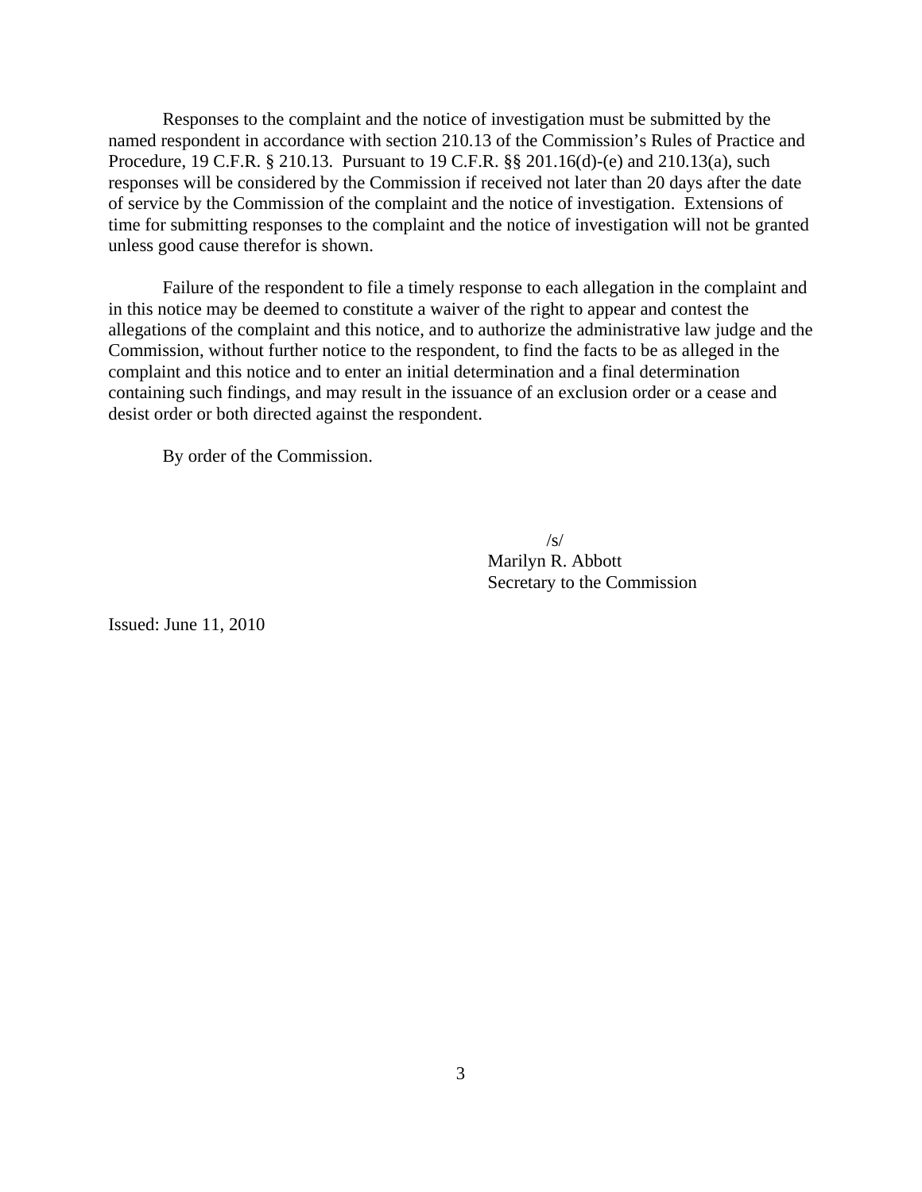Responses to the complaint and the notice of investigation must be submitted by the named respondent in accordance with section 210.13 of the Commission's Rules of Practice and Procedure, 19 C.F.R. § 210.13. Pursuant to 19 C.F.R. §§ 201.16(d)-(e) and 210.13(a), such responses will be considered by the Commission if received not later than 20 days after the date of service by the Commission of the complaint and the notice of investigation. Extensions of time for submitting responses to the complaint and the notice of investigation will not be granted unless good cause therefor is shown.

Failure of the respondent to file a timely response to each allegation in the complaint and in this notice may be deemed to constitute a waiver of the right to appear and contest the allegations of the complaint and this notice, and to authorize the administrative law judge and the Commission, without further notice to the respondent, to find the facts to be as alleged in the complaint and this notice and to enter an initial determination and a final determination containing such findings, and may result in the issuance of an exclusion order or a cease and desist order or both directed against the respondent.

By order of the Commission.

/s/
Marilyn R. Abbott
Secretary to the Commission

Issued: June 11, 2010